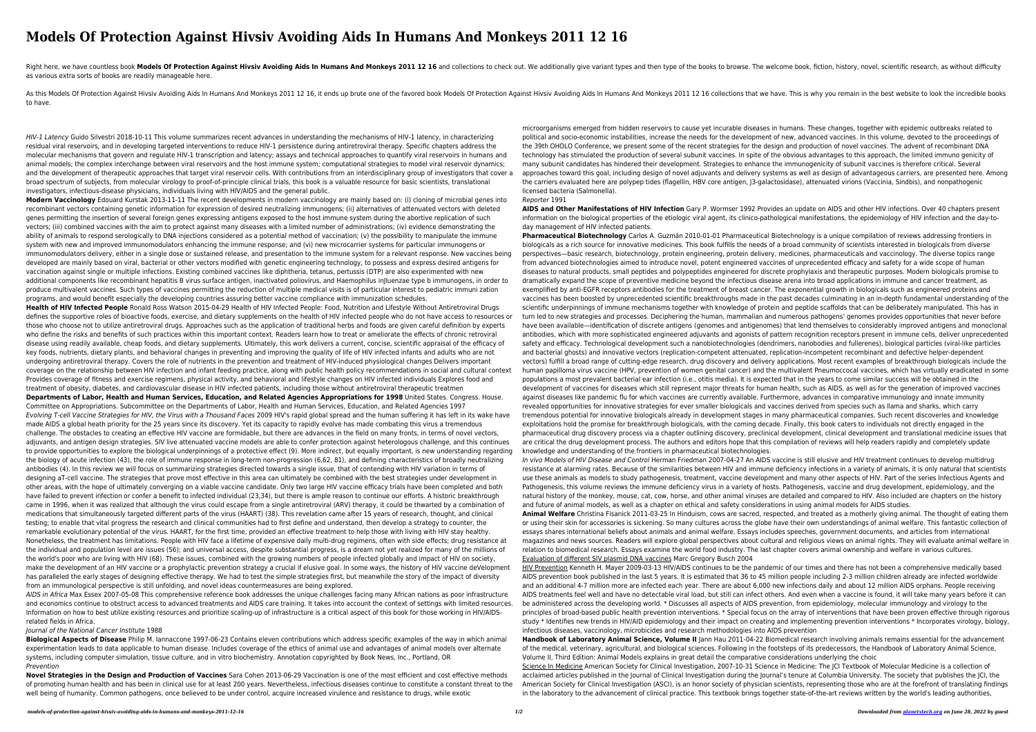# Models Of Protection Against Hivsiv Avoiding Aids In Humans And Monkeys 2011 12 16

Right here, we have countless book **Models Of Protection Against Hivsiv Avoiding Aids In Humans And Monkeys 2011 12 16** and collections to check out. We additionally give variant types and then type of the books to browse. The welcome book, fiction, history, novel, scientific research, as without difficulty as various extra sorts of books are readily manageable here.

As this Models Of Protection Against Hivsiv Avoiding Aids In Humans And Monkeys 2011 12 16, it ends up brute one of the favored book Models Of Protection Against Hivsiv Avoiding Aids In Humans And Monkeys 2011 12 16 collections that we have. This is why you remain in the best website to look the incredible books to have.

*HIV-1 Latency* Guido Silvestri 2018-10-11 This volume summarizes recent advances in understanding the mechanisms of HIV-1 latency, in characterizing residual viral reservoirs, and in developing targeted interventions to reduce HIV-1 persistence during antiretroviral therapy. Specific chapters address the molecular mechanisms that govern and regulate HIV-1 transcription and latency; assays and technical approaches to quantify viral reservoirs in humans and animal models; the complex interchange between viral reservoirs and the host immune system; computational strategies to model viral reservoir dynamics; and the development of therapeutic approaches that target viral reservoir cells. With contributions from an interdisciplinary group of investigators that cover a broad spectrum of subjects, from molecular virology to proof-of-principle clinical trials, this book is a valuable resource for basic scientists, translational investigators, infectious-disease physicians, individuals living with HIV/AIDS and the general public.

**Modern Vaccinology** Edouard Kurstak 2013-11-11 The recent developments in modern vaccinology are mainly based on: (i) cloning of microbial genes into recombinant vectors containing genetic information for expression of desired neutralizing immunogens; (ii) alternatives of attenuated vectors with deleted genes permitting the insertion of several foreign genes expressing antigens exposed to the host immune system during the abortive replication of such vectors; (iii) combined vaccines with the aim to protect against many diseases with a limited number of administrations; (iv) evidence demonstrating the ability of animals to respond serologically to DNA injections considered as a potential method of vaccination; (v) the possibility to manipulate the immune system with new and improved immunomodulators enhancing the immune response; and (vi) new microcarrier systems for particular immunogens or immunomodulators delivery, either in a single dose or sustained release, and presentation to the immune system for a relevant response. New vaccines being developed are mainly based on viral, bacterial or other vectors modified with genetic engineering technology, to possess and express desired antigens for vaccination against single or multiple infections. Existing combined vaccines like diphtheria, tetanus, pertussis (DTP) are also experimented with new additional components like recombinant hepatitis B virus surface antigen, inactivated poliovirus, and Haemophilus inJluenzae type b immunogens, in order to produce multivalent vaccines. Such types of vaccines permitting the reduction of multiple medical visits is of particular interest to pediatric immuni zation programs, and would benefit especially the developing countries assuring better vaccine compliance with immunization schedules.

**Health of HIV Infected People** Ronald Ross Watson 2015-04-29 Health of HIV Infected People: Food, Nutrition and Lifestyle Without Antiretroviral Drugs defines the supportive roles of bioactive foods, exercise, and dietary supplements on the health of HIV infected people who do not have access to resources or those who choose not to utilize antiretroviral drugs. Approaches such as the application of traditional herbs and foods are given careful definition by experts who define the risks and benefits of such practices within this important context. Readers learn how to treat or ameliorate the effects of chronic retroviral disease using readily available, cheap foods, and dietary supplements. Ultimately, this work delivers a current, concise, scientific appraisal of the efficacy of key foods, nutrients, dietary plants, and behavioral changes in preventing and improving the quality of life of HIV infected infants and adults who are not undergoing antiretroviral therapy. Covers the role of nutrients in the prevention and treatment of HIV-induced physiological changes Delivers important coverage on the relationship between HIV infection and infant feeding practice, along with public health policy recommendations in social and cultural context Provides coverage of fitness and exercise regimens, physical activity, and behavioral and lifestyle changes on HIV infected individuals Explores food and treatment of obesity, diabetes, and cardiovascular disease in HIV infected patients, including those without antiretroviral therapeutic treatmen

**Departments of Labor, Health and Human Services, Education, and Related Agencies Appropriations for 1998** United States. Congress. House. Committee on Appropriations. Subcommittee on the Departments of Labor, Health and Human Services, Education, and Related Agencies 1997

*Evolving T-cell Vaccine Strategies for HIV, the Virus with a Thousand Faces* 2009 HIV's rapid global spread and the human suffering it has left in its wake have made AIDS a global health priority for the 25 years since its discovery. Yet its capacity to rapidly evolve has made combating this virus a tremendous challenge. The obstacles to creating an effective HIV vaccine are formidable, but there are advances in the field on many fronts, in terms of novel vectors, adjuvants, and antigen design strategies. SIV live attenuated vaccine models are able to confer protection against heterologous challenge, and this continues to provide opportunities to explore the biological underpinnings of a protective effect (9). More indirect, but equally important, is new understanding regarding the biology of acute infection (43), the role of immune response in long-term non-progression (6,62, 81), and defining characteristics of broadly neutralizing antibodies (4). In this review we will focus on summarizing strategies directed towards a single issue, that of contending with HIV variation in terms of designing aT-cell vaccine. The strategies that prove most effective in this area can ultimately be combined with the best strategies under development in other areas, with the hope of ultimately converging on a viable vaccine candidate. Only two large HIV vaccine efficacy trials have been completed and both have failed to prevent infection or confer a benefit to infected individual (23,34), but there is ample reason to continue our efforts. A historic breakthrough came in 1996, when it was realized that although the virus could escape from a single antiretroviral (ARV) therapy, it could be thwarted by a combination of medications that simultaneously targeted different parts of the virus (HAART) (38). This revelation came after 15 years of research, thought, and clinical testing; to enable that vital progress the research and clinical communities had to first define and understand, then develop a strategy to counter, the remarkable evolutionary potential of the virus. HAART, for the first time, provided an effective treatment to help those with living with HIV stay healthy. Nonetheless, the treatment has limitations. People with HIV face a lifetime of expensive daily multi-drug regimens, often with side effects; drug resistance at the individual and population level are issues (56); and universal access, despite substantial progress, is a dream not yet realized for many of the millions of the world's poor who are living with HIV (68). These issues, combined with the growing numbers of people infected globally and impact of HIV on society, make the development of an HIV vaccine or a prophylactic prevention strategy a crucial if elusive goal. In some ways, the history of HIV vaccine deVelopment has paralleled the early stages of designing effective therapy. We had to test the simple strategies first, but meanwhile the story of the impact of diversity from an immunological perspective is still unfolding, and novel ideas countermeasures are being explored.

*AIDS in Africa* Max Essex 2007-05-08 This comprehensive reference book addresses the unique challenges facing many African nations as poor infrastructure and economics continue to obstruct access to advanced treatments and AIDS care training. It takes into account the context of settings with limited resources. Information on how to best utilize existing resources and prioritize scaling-up of infrastructure is a critical aspect of this book for those working in HIV/AIDS-related fields in Africa.

*Journal of the National Cancer Institute* 1988

**Biological Aspects of Disease** Philip M. Iannaccone 1997-06-23 Contains eleven contributions which address specific examples of the way in which animal experimentation leads to data applicable to human disease. Includes coverage of the ethics of animal use and advantages of animal models over alternate systems, including computer simulation, tissue culture, and in vitro biochemistry. Annotation copyrighted by Book News, Inc., Portland, OR

*Prevention*

**Novel Strategies in the Design and Production of Vaccines** Sara Cohen 2013-06-29 Vaccination is one of the most efficient and cost effective methods of promoting human health and has been in clinical use for at least 200 years. Nevertheless, infectious diseases continue to constitute a constant threat to the well being of humanity. Common pathogens, once believed to be under control, acquire increased virulence and resistance to drugs, while exotic microorganisms emerged from hidden reservoirs to cause yet incurable diseases in humans. These changes, together with epidemic outbreaks related to political and socio-economic instabilities, increase the needs for the development of new, advanced vaccines. In this volume, devoted to the proceedings of the 39th OHOLO Conference, we present some of the recent strategies for the design and production of novel vaccines. The advent of recombinant DNA technology has stimulated the production of several subunit vaccines. In spite of the obvious advantages to this approach, the limited immuno genicity of many subunit candidates has hindered their development. Strategies to enhance the immunogenicity of subunit vaccines is therefore critical. Several approaches toward this goal, including design of novel adjuvants and delivery systems as well as design of advantageous carriers, are presented here. Among the carriers evaluated here are polypep tides (flagellin, HBV core antigen, J3-galactosidase), attenuated virions (Vaccinia, Sindbis), and nonpathogenic licensed bacteria (Salmonella).

*Reporter* 1991

**AIDS and Other Manifestations of HIV Infection** Gary P. Wormser 1992 Provides an update on AIDS and other HIV infections. Over 40 chapters present information on the biological properties of the etiologic viral agent, its clinico-pathological manifestations, the epidemiology of HIV infection and the day-to-day management of HIV infected patients.

**Pharmaceutical Biotechnology** Carlos A. Guzmán 2010-01-01 Pharmaceutical Biotechnology is a unique compilation of reviews addressing frontiers in biologicals as a rich source for innovative medicines. This book fulfills the needs of a broad community of scientists interested in biologicals from diverse perspectives—basic research, biotechnology, protein engineering, protein delivery, medicines, pharmaceuticals and vaccinology. The diverse topics range from advanced biotechnologies aimed to introduce novel, potent engineered vaccines of unprecedented efficacy and safety for a wide scope of human diseases to natural products, small peptides and polypeptides engineered for discrete prophylaxis and therapeutic purposes. Modern biologicals promise to dramatically expand the scope of preventive medicine beyond the infectious disease arena into broad applications in immune and cancer treatment, as exemplified by anti-EGFR receptors antibodies for the treatment of breast cancer. The exponential growth in biologicals such as engineered proteins and vaccines has been boosted by unprecedented scientific breakthroughs made in the past decades culminating in an in-depth fundamental understanding of the scientific underpinnings of immune mechanisms together with knowledge of protein and peptide scaffolds that can be deliberately manipulated. This has in turn led to new strategies and processes. Deciphering the human, mammalian and numerous pathogens' genomes provides opportunities that never before have been available—identification of discrete antigens (genomes and antigenomes) that lend themselves to considerably improved antigens and monoclonal antibodies, which with more sophisticated engineered adjuvants and agonists of pattern recognition receptors present in immune cells, deliver unprecedented safety and efficacy. Technological development such a nanobiotechnologies (dendrimers, nanobodies and fullerenes), biological particles (viral-like particles and bacterial ghosts) and innovative vectors (replication-competent attenuated, replication-incompetent recombinant and defective helper-dependent vectors) fulfill a broad range of cutting-edge research, drug discovery and delivery applications. Most recent examples of breakthrough biologicals include the human papilloma virus vaccine (HPV, prevention of women genital cancer) and the multivalent Pneumoccocal vaccines, which has virtually eradicated in some populations a most prevalent bacterial ear infection (i.e., otitis media). It is expected that in the years to come similar success will be obtained in the development of vaccines for diseases which still represent major threats for human health, such as AIDS, as well as for the generation of improved vaccines against diseases like pandemic flu for which vaccines are currently available. Furthermore, advances in comparative immunology and innate immunity revealed opportunities for innovative strategies for ever smaller biologicals and vaccines derived from species such as llama and sharks, which carry tremendous potential for innovative biologicals already in development stages in many pharmaceutical companies. Such recent discoveries and knowledge exploitations hold the promise for breakthrough biologicals, with the coming decade. Finally, this book caters to individuals not directly engaged in the pharmaceutical drug discovery process via a chapter outlining discovery, preclinical development, clinical development and translational medicine issues that are critical the drug development process. The authors and editors hope that this compilation of reviews will help readers rapidly and completely update knowledge and understanding of the frontiers in pharmaceutical biotechnologies.

*In vivo Models of HIV Disease and Control* Herman Friedman 2007-04-27 An AIDS vaccine is still elusive and HIV treatment continues to develop multidrug resistance at alarming rates. Because of the similarities between HIV and immune deficiency infections in a variety of animals, it is only natural that scientists use these animals as models to study pathogenesis, treatment, vaccine development and many other aspects of HIV. Part of the series Infectious Agents and Pathogenesis, this volume reviews the immune deficiency virus in a variety of hosts. Pathogenesis, vaccine and drug development, epidemiology, and the natural history of the monkey, mouse, cat, cow, horse, and other animal viruses are detailed and compared to HIV. Also included are chapters on the history and future of animal models, as well as a chapter on ethical and safety considerations in using animal models for AIDS studies.

**Animal Welfare** Christina Fisanick 2011-03-25 In Hinduism, cows are sacred, respected, and treated as a motherly giving animal. The thought of eating them or using their skin for accessories is sickening. So many cultures across the globe have their own understandings of animal welfare. This fantastic collection of essays shares international beliefs about animals and animal welfare. Essays includes speeches, government documents, and articles from international magazines and news sources. Readers will explore global perspectives about cultural and religious views on animal rights. They will evaluate animal welfare in relation to biomedical research. Essays examine the world food industry. The last chapter covers animal ownership and welfare in various cultures.

Evaluation of different SIV plasmid DNA vaccines Marc Gregory Busch 2004

HIV Prevention Kenneth H. Mayer 2009-03-13 HIV/AIDS continues to be the pandemic of our times and there has not been a comprehensive medically based AIDS prevention book published in the last 5 years. It is estimated that 36 to 45 million people including 2-3 million children already are infected worldwide and an additional 4-7 million more are infected each year. There are about 6,000 new infections daily and about 12 million AIDS orphans. People receiving AIDS treatments feel well and have no detectable viral load, but still can infect others. And even when a vaccine is found, it will take many years before it can be administered across the developing world. * Discusses all aspects of AIDS prevention, from epidemiology, molecular immunology and virology to the principles of broad-based public health prevention interventions. * Special focus on the array of interventions that have been proven effective through rigorous study * Identifies new trends in HIV/AID epidemiology and their impact on creating and implementing prevention interventions * Incorporates virology, biology, infectious diseases, vaccinology, microbicides and research methodologies into AIDS prevention

**Handbook of Laboratory Animal Science, Volume II** Jann Hau 2011-04-22 Biomedical research involving animals remains essential for the advancement of the medical, veterinary, agricultural, and biological sciences. Following in the footsteps of its predecessors, the Handbook of Laboratory Animal Science, Volume II, Third Edition: Animal Models explains in great detail the comparative considerations underlying the choic

Science In Medicine American Society for Clinical Investigation, 2007-10-31 Science in Medicine: The JCI Textbook of Molecular Medicine is a collection of acclaimed articles published in the Journal of Clinical Investigation during the Journal's tenure at Columbia University. The society that publishes the JCI, the American Society for Clinical Investigation (ASCI), is an honor society of physician scientists, representing those who are at the forefront of translating findings in the laboratory to the advancement of clinical practice. This textbook brings together state-of-the-art reviews written by the world's leading authorities,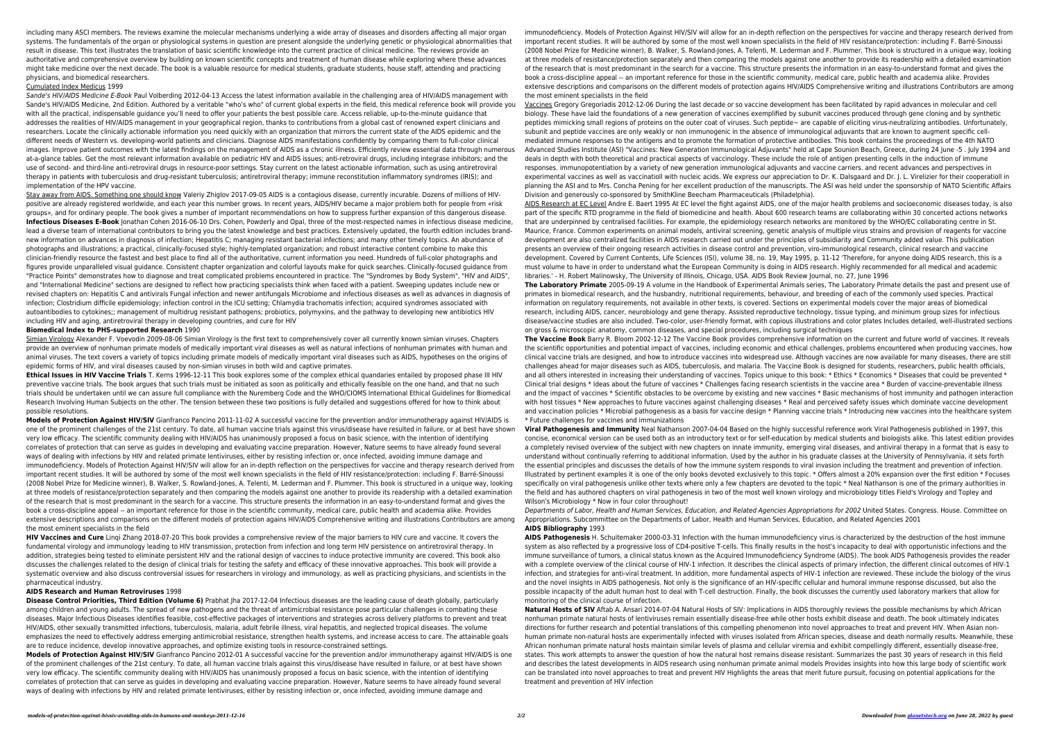including many ASCI members. The reviews examine the molecular mechanisms underlying a wide array of diseases and disorders affecting all major organ systems. The fundamentals of the organ or physiological systems in question are present alongside the underlying genetic or physiological abnormalities that result in disease. This text illustrates the translation of basic scientific knowledge into the current practice of clinical medicine. The reviews provide an authoritative and comprehensive overview by building on known scientific concepts and treatment of human disease while exploring where these advances might take medicine over the next decade. The book is a valuable resource for medical students, graduate students, house staff, attending and practicing physicians, and biomedical researchers.

Cumulated Index Medicus 1999

*Sande's HIV/AIDS Medicine E-Book* Paul Volberding 2012-04-13 Access the latest information available in the challenging area of HIV/AIDS management with Sande's HIV/AIDS Medicine, 2nd Edition. Authored by a veritable "who's who" of current global experts in the field, this medical reference book will provide you with all the practical, indispensable guidance you'll need to offer your patients the best possible care. Access reliable, up-to-the-minute guidance that addresses the realities of HIV/AIDS management in your geographical region, thanks to contributions from a global cast of renowned expert clinicians and researchers. Locate the clinically actionable information you need quickly with an organization that mirrors the current state of the AIDS epidemic and the different needs of Western vs. developing-world patients and clinicians. Diagnose AIDS manifestations confidently by comparing them to full-color clinical images. Improve patient outcomes with the latest findings on the management of AIDS as a chronic illness. Efficiently review essential data through numerous at-a-glance tables. Get the most relevant information available on pediatric HIV and AIDS issues; anti-retroviral drugs, including integrase inhibitors; and the use of second- and third-line anti-retroviral drugs in resource-poor settings. Stay current on the latest actionable information, such as using antiretroviral therapy in patients with tuberculosis and drug-resistant tuberculosis; antiretroviral therapy; immune reconstitution inflammatory syndromes (IRIS); and implementation of the HPV vaccine.

Stay away from AIDS. Something one should know Valeriy Zhiglov 2017-09-05 AIDS is a contagious disease, currently incurable. Dozens of millions of HIV-positive are already registered worldwide, and each year this number grows. In recent years, AIDS/HIV became a major problem both for people from «risk groups», and for ordinary people. The book gives a number of important recommendations on how to suppress further expansion of this dangerous disease.

**Infectious Diseases E-Book** Jonathan Cohen 2016-06-10 Drs. Cohen, Powderly and Opal, three of the most-respected names in infectious disease medicine, lead a diverse team of international contributors to bring you the latest knowledge and best practices. Extensively updated, the fourth edition includes brand-new information on advances in diagnosis of infection; Hepatitis C; managing resistant bacterial infections; and many other timely topics. An abundance of photographs and illustrations; a practical, clinically-focused style; highly-templated organization; and robust interactive content combine to make this clinician-friendly resource the fastest and best place to find all of the authoritative, current information you need. Hundreds of full-color photographs and figures provide unparalleled visual guidance. Consistent chapter organization and colorful layouts make for quick searches. Clinically-focused guidance from "Practice Points" demonstrates how to diagnose and treat complicated problems encountered in practice. The "Syndromes by Body System", "HIV and AIDS", and "International Medicine" sections are designed to reflect how practicing specialists think when faced with a patient. Sweeping updates include new or revised chapters on: Hepatitis C and antivirals Fungal infection and newer antifungals Microbiome and infectious diseases as well as advances in diagnosis of infection; Clostridium difficile epidemiology; infection control in the ICU setting; Chlamydia trachomatis infection; acquired syndromes associated with autoantibodies to cytokines;; management of multidrug resistant pathogens; probiotics, polymyxins, and the pathway to developing new antibiotics HIV including HIV and aging, antiretroviral therapy in developing countries, and cure for HIV

**Biomedical Index to PHS-supported Research** 1990

Simian Virology Alexander F. Voevodin 2009-08-06 Simian Virology is the first text to comprehensively cover all currently known simian viruses. Chapters provide an overview of nonhuman primate models of medically important viral diseases as well as natural infections of nonhuman primates with human and animal viruses. The text covers a variety of topics including primate models of medically important viral diseases such as AIDS, hypotheses on the origins of epidemic forms of HIV, and viral diseases caused by non-simian viruses in both wild and captive primates.

**Ethical Issues in HIV Vaccine Trials** T. Kerns 1996-12-11 This book explores some of the complex ethical quandaries entailed by proposed phase III HIV preventive vaccine trials. The book argues that such trials must be initiated as soon as politically and ethically feasible on the one hand, and that no such trials should be undertaken until we can assure full compliance with the Nuremberg Code and the WHO/CIOMS International Ethical Guidelines for Biomedical Research Involving Human Subjects on the other. The tension between these two positions is fully detailed and suggestions offered for how to think about possible resolutions.

**Models of Protection Against HIV/SIV** Gianfranco Pancino 2011-11-02 A successful vaccine for the prevention and/or immunotherapy against HIV/AIDS is one of the prominent challenges of the 21st century. To date, all human vaccine trials against this virus/disease have resulted in failure, or at best have shown very low efficacy. The scientific community dealing with HIV/AIDS has unanimously proposed a focus on basic science, with the intention of identifying correlates of protection that can serve as guides in developing and evaluating vaccine preparation. However, Nature seems to have already found several ways of dealing with infections by HIV and related primate lentiviruses, either by resisting infection or, once infected, avoiding immune damage and immunodeficiency. Models of Protection Against HIV/SIV will allow for an in-depth reflection on the perspectives for vaccine and therapy research derived from important recent studies. It will be authored by some of the most well known specialists in the field of HIV resistance/protection: including F. Barré-Sinoussi (2008 Nobel Prize for Medicine winner), B. Walker, S. Rowland-Jones, A. Telenti, M. Lederman and F. Plummer. This book is structured in a unique way, looking at three models of resistance/protection separately and then comparing the models against one another to provide its readership with a detailed examination of the research that is most predominant in the search for a vaccine. This structure presents the information in an easy-to-understand format and gives the book a cross-discipline appeal -- an important reference for those in the scientific community, medical care, public health and academia alike. Provides extensive descriptions and comparisons on the different models of protection agains HIV/AIDS Comprehensive writing and illustrations Contributors are among the most eminent specialists in the field

**HIV Vaccines and Cure** Linqi Zhang 2018-07-20 This book provides a comprehensive review of the major barriers to HIV cure and vaccine. It covers the fundamental virology and immunology leading to HIV transmission, protection from infection and long term HIV persistence on antiretroviral therapy. In addition, strategies being tested to eliminate persistent HIV and the rational design of vaccines to induce protective immunity are covered. This book also discusses the challenges related to the design of clinical trials for testing the safety and efficacy of these innovative approaches. This book will provide a systematic overview and also discuss controversial issues for researchers in virology and immunology, as well as practicing physicians, and scientists in the pharmaceutical industry.

**AIDS Research and Human Retroviruses** 1998

**Disease Control Priorities, Third Edition (Volume 6)** Prabhat Jha 2017-12-04 Infectious diseases are the leading cause of death globally, particularly among children and young adults. The spread of new pathogens and the threat of antimicrobial resistance pose particular challenges in combating these diseases. Major Infectious Diseases identifies feasible, cost-effective packages of interventions and strategies across delivery platforms to prevent and treat HIV/AIDS, other sexually transmitted infections, tuberculosis, malaria, adult febrile illness, viral hepatitis, and neglected tropical diseases. The volume emphasizes the need to effectively address emerging antimicrobial resistance, strengthen health systems, and increase access to care. The attainable goals are to reduce incidence, develop innovative approaches, and optimize existing tools in resource-constrained settings.

**Models of Protection Against HIV/SIV** Gianfranco Pancino 2012-01 A successful vaccine for the prevention and/or immunotherapy against HIV/AIDS is one of the prominent challenges of the 21st century. To date, all human vaccine trials against this virus/disease have resulted in failure, or at best have shown very low efficacy. The scientific community dealing with HIV/AIDS has unanimously proposed a focus on basic science, with the intention of identifying correlates of protection that can serve as guides in developing and evaluating vaccine preparation. However, Nature seems to have already found several ways of dealing with infections by HIV and related primate lentiviruses, either by resisting infection or, once infected, avoiding immune damage and immunodeficiency. Models of Protection Against HIV/SIV will allow for an in-depth reflection on the perspectives for vaccine and therapy research derived from important recent studies. It will be authored by some of the most well known specialists in the field of HIV resistance/protection: including F. Barré-Sinoussi (2008 Nobel Prize for Medicine winner), B. Walker, S. Rowland-Jones, A. Telenti, M. Lederman and F. Plummer. This book is structured in a unique way, looking at three models of resistance/protection separately and then comparing the models against one another to provide its readership with a detailed examination of the research that is most predominant in the search for a vaccine. This structure presents the information in an easy-to-understand format and gives the book a cross-discipline appeal -- an important reference for those in the scientific community, medical care, public health and academia alike. Provides extensive descriptions and comparisons on the different models of protection agains HIV/AIDS Comprehensive writing and illustrations Contributors are among the most eminent specialists in the field

Vaccines Gregory Gregoriadis 2012-12-06 During the last decade or so vaccine development has been facilitated by rapid advances in molecular and cell biology. These have laid the foundations of a new generation of vaccines exemplified by subunit vaccines produced through gene cloning and by synthetic peptides mimicking small regions of proteins on the outer coat of viruses. Such peptide~ are capable of eliciting virus-neutralizing antibodies. Unfortunately, subunit and peptide vaccines are only weakly or non immunogenic in the absence of immunological adjuvants that are known to augment specific cell-mediated immune responses to the antigens and to promote the formation of protective antibodies. This book contains the proceedings of the 4th NATO Advanced Studies Institute (ASI) "Vaccines: New Generation Immunological Adjuvants" held at Cape Sounion Beach, Greece, during 24 June -5 . July 1994 and deals in depth with both theoretical and practical aspects of vaccinology. These include the role of antigen presenting cells in the induction of immune responses. immunopotentiation by a variety of new generation immunological adjuvants and vaccine carriers. and recent advances and perspectives in experimental vaccines as well as vaccinatioll with nucleic acids. We express our appreciation to Dr. K. Dalsgaard and Dr. J. L. Virelizier for their cooperatioll in planning the ASI and to Mrs. Concha Pening for her excellent production of the manuscripts. The ASI was held under the sponsorship of NATO Scientific Affairs Division and generously co-sponsored by SmithKline Beecham Pharmaceuticals (Philadelphia).

AIDS Research at EC Level Andre E. Baert 1995 At EC level the fight against AIDS, one of the major health problems and socioeconomic diseases today, is also part of the specific RTD programme in the field of biomedicine and health. About 600 research teams are collaborating within 30 concerted actions networks that are underpinned by centralised facilities. For example, the epidemiology research networks are monitored by the WHO/EC collaborating centre in St. Maurice, France. Common experiments on animal models, antiviral screening, genetic analysis of multiple virus strains and provision of reagents for vaccine development are also centralized facilities in AIDS research carried out under the principles of subsidiarity and Community added value. This publication presents an overview of their ongoing research activities in disease control and prevention, viro-immunological research, clinical research and vaccine development. Covered by Current Contents, Life Sciences (ISI), volume 38, no. 19, May 1995, p. 11-12 'Therefore, for anyone doing AIDS research, this is a must volume to have in order to understand what the European Community is doing in AIDS research. Highly recommended for all medical and academic libraries.' - H. Robert Malinowsky, The University of Illinois, Chicago, USA. AIDS Book Review Journal, no. 27, June 1996

**The Laboratory Primate** 2005-09-19 A volume in the Handbook of Experimental Animals series, The Laboratory Primate details the past and present use of primates in biomedical research, and the husbandry, nutritional requirements, behaviour, and breeding of each of the commonly used species. Practical information on regulatory requirements, not available in other texts, is covered. Sections on experimental models cover the major areas of biomedical research, including AIDS, cancer, neurobiology and gene therapy. Assisted reproductive technology, tissue typing, and minimum group sizes for infectious disease/vaccine studies are also included. Two-color, user-friendly format, with copious illustrations and color plates Includes detailed, well-illustrated sections on gross & microscopic anatomy, common diseases, and special procedures, including surgical techniques

**The Vaccine Book** Barry R. Bloom 2002-12-12 The Vaccine Book provides comprehensive information on the current and future world of vaccines. It reveals the scientific opportunities and potential impact of vaccines, including economic and ethical challenges, problems encountered when producing vaccines, how clinical vaccine trials are designed, and how to introduce vaccines into widespread use. Although vaccines are now available for many diseases, there are still challenges ahead for major diseases such as AIDS, tuberculosis, and malaria. The Vaccine Book is designed for students, researchers, public health officials, and all others interested in increasing their understanding of vaccines. Topics unique to this book: * Ethics * Economics * Diseases that could be prevented * Clinical trial designs * Ideas about the future of vaccines * Challenges facing research scientists in the vaccine area * Burden of vaccine-preventable illness and the impact of vaccines * Scientific obstacles to be overcome by existing and new vaccines * Basic mechanisms of host immunity and pathogen interaction with host tissues * New approaches to future vaccines against challenging diseases * Real and perceived safety issues which dominate vaccine development and vaccination policies * Microbial pathogenesis as a basis for vaccine design * Planning vaccine trials * Introducing new vaccines into the healthcare system * Future challenges for vaccines and immunizations

**Viral Pathogenesis and Immunity** Neal Nathanson 2007-04-04 Based on the highly successful reference work Viral Pathogenesis published in 1997, this concise, economical version can be used both as an introductory text or for self-education by medical students and biologists alike. This latest edition provides a completely revised overview of the subject with new chapters on innate immunity, emerging viral diseases, and antiviral therapy in a format that is easy to understand without continually referring to additional information. Used by the author in his graduate classes at the University of Pennsylvania, it sets forth the essential principles and discusses the details of how the immune system responds to viral invasion including the treatment and prevention of infection. Illustrated by pertinent examples it is one of the only books devoted exclusively to this topic. * Offers almost a 20% expansion over the first edition * Focuses specifically on viral pathogenesis unlike other texts where only a few chapters are devoted to the topic * Neal Nathanson is one of the primary authorities in the field and has authored chapters on viral pathogenesis in two of the most well known virology and microbiology titles Field's Virology and Topley and Wilson's Microbiology * Now in four color throughout!

*Departments of Labor, Health and Human Services, Education, and Related Agencies Appropriations for 2002* United States. Congress. House. Committee on Appropriations. Subcommittee on the Departments of Labor, Health and Human Services, Education, and Related Agencies 2001

**AIDS Bibliography** 1993

**AIDS Pathogenesis** H. Schuitemaker 2000-03-31 Infection with the human immunodeficiency virus is characterized by the destruction of the host immune system as also reflected by a progressive loss of CD4-positive T-cells. This finally results in the host's incapacity to deal with opportunistic infections and the immune surveillance of tumors, a clinical status known as the Acquired Immunodeficiency Syndrome (AIDS). The book AIDS Pathogenesis provides the reader with a complete overview of the clinical course of HIV-1 infection. It describes the clinical aspects of primary infection, the different clinical outcomes of HIV-1 infection, and strategies for anti-viral treatment. In addition, more fundamental aspects of HIV-1 infection are reviewed. These include the biology of the virus and the novel insights in AIDS pathogenesis. Not only is the significance of an HIV-specific cellular and humoral immune response discussed, but also the possible incapacity of the adult human host to deal with T-cell destruction. Finally, the book discusses the currently used laboratory markers that allow for monitoring of the clinical course of infection.

**Natural Hosts of SIV** Aftab A. Ansari 2014-07-04 Natural Hosts of SIV: Implications in AIDS thoroughly reviews the possible mechanisms by which African nonhuman primate natural hosts of lentiviruses remain essentially disease-free while other hosts exhibit disease and death. The book ultimately indicates directions for further research and potential translations of this compelling phenomenon into novel approaches to treat and prevent HIV. When Asian non-human primate non-natural hosts are experimentally infected with viruses isolated from African species, disease and death normally results. Meanwhile, these African nonhuman primate natural hosts maintain similar levels of plasma and cellular viremia and exhibit compellingly different, essentially disease-free, states. This work attempts to answer the question of how the natural host remains disease resistant. Summarizes the past 30 years of research in this field and describes the latest developments in AIDS research using nonhuman primate animal models Provides insights into how this large body of scientific work can be translated into novel approaches to treat and prevent HIV Highlights the areas that merit future pursuit, focusing on potential applications for the treatment and prevention of HIV infection